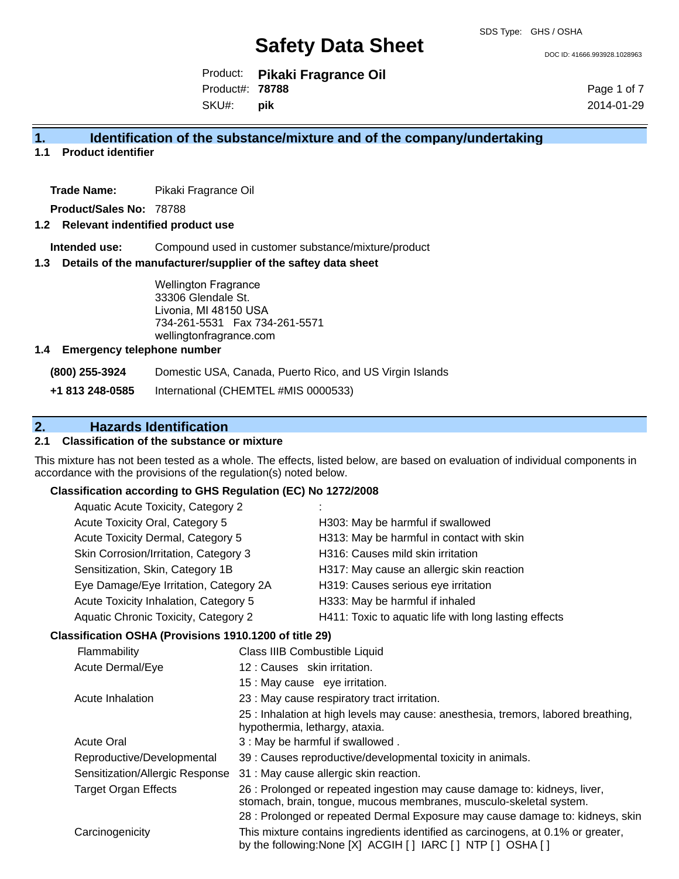SDS Type: GHS / OSHA

# Safety Data Sheet

DOC ID: 41666.993928.1028963

Product: **Pikaki Fragrance Oil**
Product#: **78788**
SKU#: **pik**

2014-01-29

## 1. Identification of the substance/mixture and of the company/undertaking

### 1.1 Product identifier

**Trade Name:** Pikaki Fragrance Oil

**Product/Sales No:** 78788

### 1.2 Relevant identified product use

**Intended use:** Compound used in customer substance/mixture/product

### 1.3 Details of the manufacturer/supplier of the saftey data sheet

Wellington Fragrance
33306 Glendale St.
Livonia, MI 48150 USA
734-261-5531 Fax 734-261-5571
wellingtonfragrance.com

### 1.4 Emergency telephone number

**(800) 255-3924** Domestic USA, Canada, Puerto Rico, and US Virgin Islands

**+1 813 248-0585** International (CHEMTEL #MIS 0000533)

## 2. Hazards Identification

### 2.1 Classification of the substance or mixture

This mixture has not been tested as a whole. The effects, listed below, are based on evaluation of individual components in accordance with the provisions of the regulation(s) noted below.

**Classification according to GHS Regulation (EC) No 1272/2008**

| | |
|---|---|
| Aquatic Acute Toxicity, Category 2 | : |
| Acute Toxicity Oral, Category 5 | H303: May be harmful if swallowed |
| Acute Toxicity Dermal, Category 5 | H313: May be harmful in contact with skin |
| Skin Corrosion/Irritation, Category 3 | H316: Causes mild skin irritation |
| Sensitization, Skin, Category 1B | H317: May cause an allergic skin reaction |
| Eye Damage/Eye Irritation, Category 2A | H319: Causes serious eye irritation |
| Acute Toxicity Inhalation, Category 5 | H333: May be harmful if inhaled |
| Aquatic Chronic Toxicity, Category 2 | H411: Toxic to aquatic life with long lasting effects |

**Classification OSHA (Provisions 1910.1200 of title 29)**

| | |
|---|---|
| Flammability | Class IIIB Combustible Liquid |
| Acute Dermal/Eye | 12 : Causes skin irritation. |
| | 15 : May cause eye irritation. |
| Acute Inhalation | 23 : May cause respiratory tract irritation. |
| | 25 : Inhalation at high levels may cause: anesthesia, tremors, labored breathing, hypothermia, lethargy, ataxia. |
| Acute Oral | 3 : May be harmful if swallowed . |
| Reproductive/Developmental | 39 : Causes reproductive/developmental toxicity in animals. |
| Sensitization/Allergic Response | 31 : May cause allergic skin reaction. |
| Target Organ Effects | 26 : Prolonged or repeated ingestion may cause damage to: kidneys, liver, stomach, brain, tongue, mucous membranes, musculo-skeletal system. |
| | 28 : Prolonged or repeated Dermal Exposure may cause damage to: kidneys, skin |
| Carcinogenicity | This mixture contains ingredients identified as carcinogens, at 0.1% or greater, by the following:None [X] ACGIH [ ] IARC [ ] NTP [ ] OSHA [ ] |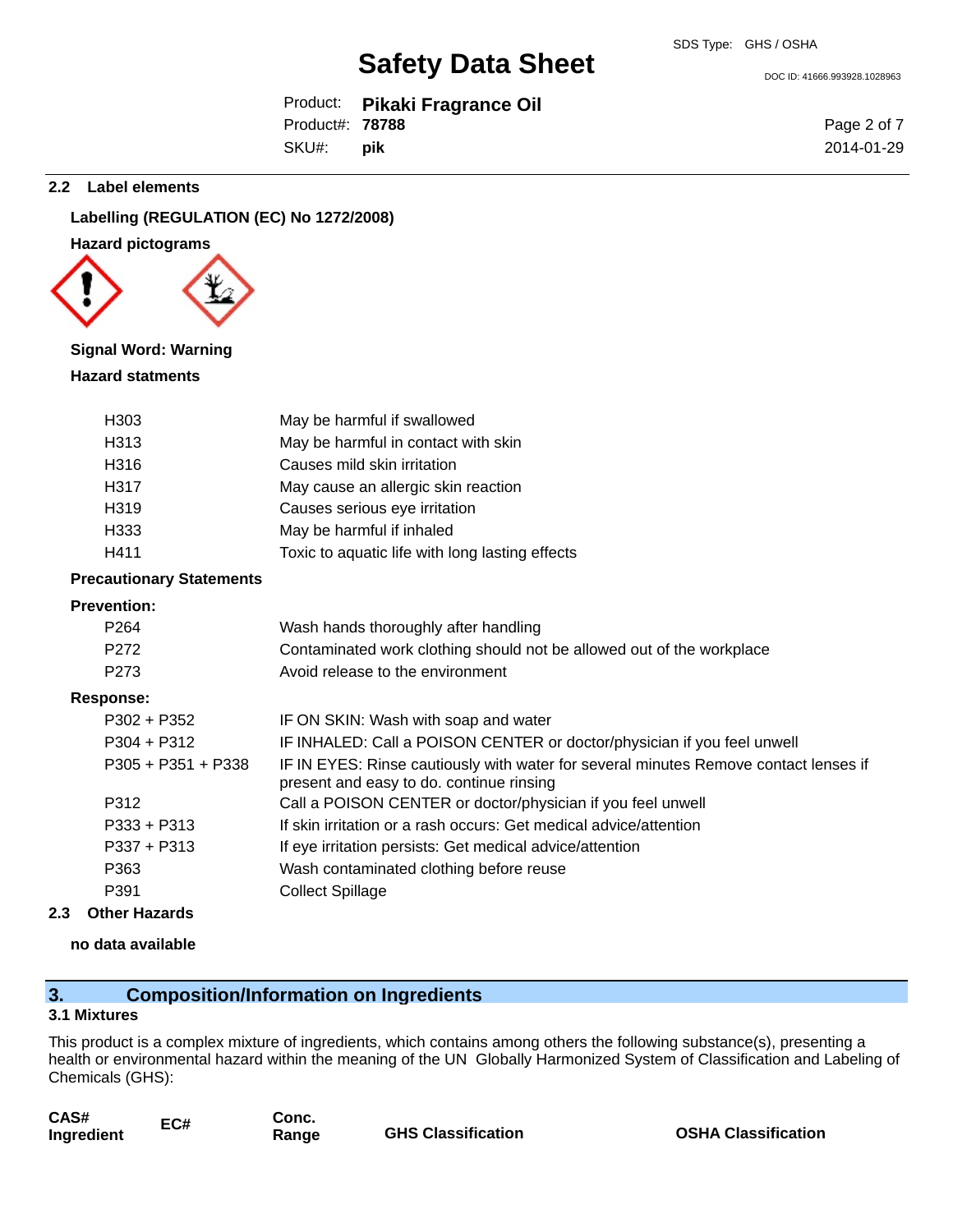### 2.2 Label elements

**Labelling (REGULATION (EC) No 1272/2008)**

**Hazard pictograms**

**Signal Word: Warning**

**Hazard statments**

| | |
|---|---|
| H303 | May be harmful if swallowed |
| H313 | May be harmful in contact with skin |
| H316 | Causes mild skin irritation |
| H317 | May cause an allergic skin reaction |
| H319 | Causes serious eye irritation |
| H333 | May be harmful if inhaled |
| H411 | Toxic to aquatic life with long lasting effects |

**Precautionary Statements**

**Prevention:**

| | |
|---|---|
| P264 | Wash hands thoroughly after handling |
| P272 | Contaminated work clothing should not be allowed out of the workplace |
| P273 | Avoid release to the environment |

**Response:**

| | |
|---|---|
| P302 + P352 | IF ON SKIN: Wash with soap and water |
| P304 + P312 | IF INHALED: Call a POISON CENTER or doctor/physician if you feel unwell |
| P305 + P351 + P338 | IF IN EYES: Rinse cautiously with water for several minutes Remove contact lenses if present and easy to do. continue rinsing |
| P312 | Call a POISON CENTER or doctor/physician if you feel unwell |
| P333 + P313 | If skin irritation or a rash occurs: Get medical advice/attention |
| P337 + P313 | If eye irritation persists: Get medical advice/attention |
| P363 | Wash contaminated clothing before reuse |
| P391 | Collect Spillage |

### 2.3 Other Hazards

**no data available**

## 3. Composition/Information on Ingredients

### 3.1 Mixtures

This product is a complex mixture of ingredients, which contains among others the following substance(s), presenting a health or environmental hazard within the meaning of the UN Globally Harmonized System of Classification and Labeling of Chemicals (GHS):

| CAS# Ingredient | EC# | Conc. Range | GHS Classification | OSHA Classification |
|---|---|---|---|---|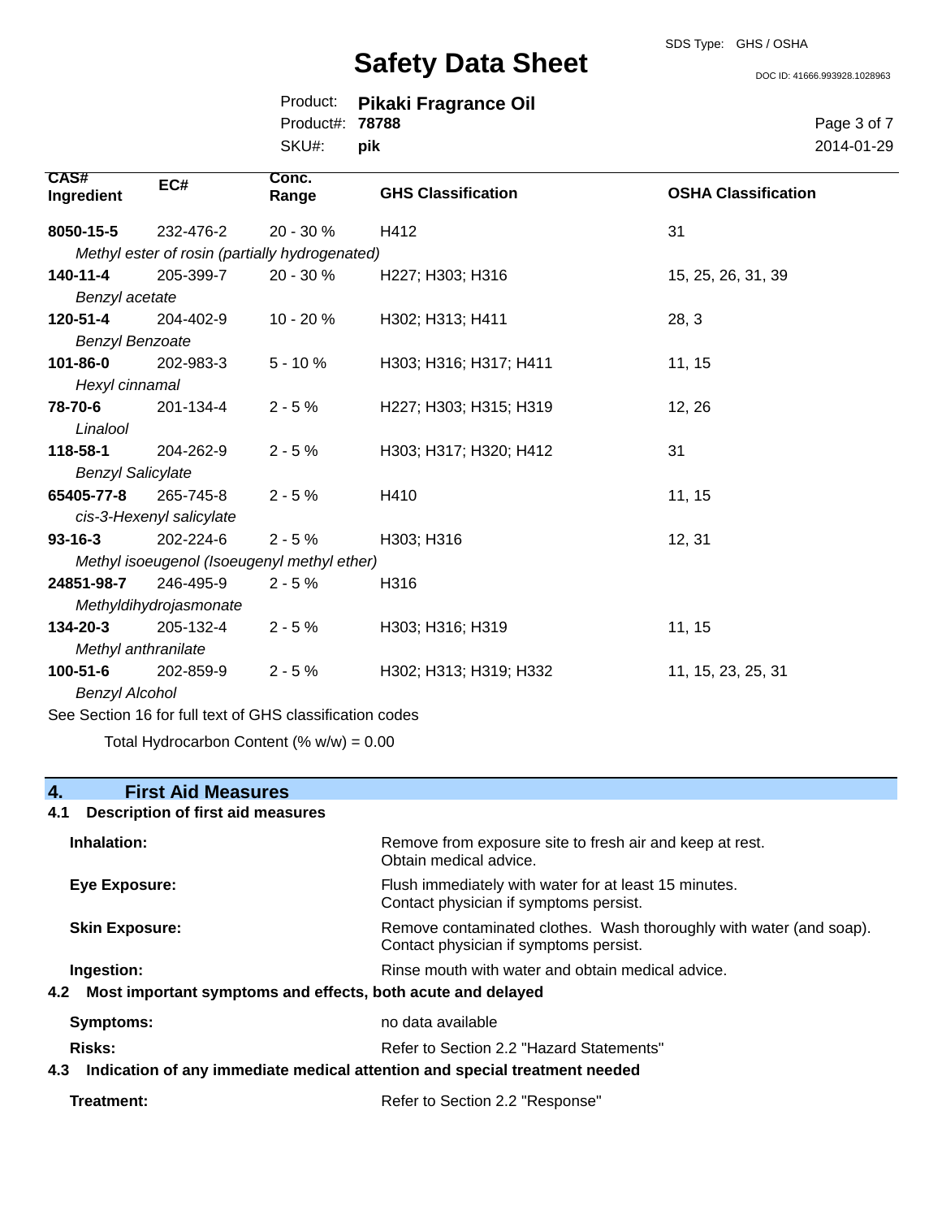| CAS# Ingredient | EC# | Conc. Range | GHS Classification | OSHA Classification |
|---|---|---|---|---|
| **8050-15-5** | 232-476-2 | 20 - 30 % | H412 | 31 |
| *Methyl ester of rosin (partially hydrogenated)* | | | | |
| **140-11-4** | 205-399-7 | 20 - 30 % | H227; H303; H316 | 15, 25, 26, 31, 39 |
| *Benzyl acetate* | | | | |
| **120-51-4** | 204-402-9 | 10 - 20 % | H302; H313; H411 | 28, 3 |
| *Benzyl Benzoate* | | | | |
| **101-86-0** | 202-983-3 | 5 - 10 % | H303; H316; H317; H411 | 11, 15 |
| *Hexyl cinnamal* | | | | |
| **78-70-6** | 201-134-4 | 2 - 5 % | H227; H303; H315; H319 | 12, 26 |
| *Linalool* | | | | |
| **118-58-1** | 204-262-9 | 2 - 5 % | H303; H317; H320; H412 | 31 |
| *Benzyl Salicylate* | | | | |
| **65405-77-8** | 265-745-8 | 2 - 5 % | H410 | 11, 15 |
| *cis-3-Hexenyl salicylate* | | | | |
| **93-16-3** | 202-224-6 | 2 - 5 % | H303; H316 | 12, 31 |
| *Methyl isoeugenol (Isoeugenyl methyl ether)* | | | | |
| **24851-98-7** | 246-495-9 | 2 - 5 % | H316 | |
| *Methyldihydrojasmonate* | | | | |
| **134-20-3** | 205-132-4 | 2 - 5 % | H303; H316; H319 | 11, 15 |
| *Methyl anthranilate* | | | | |
| **100-51-6** | 202-859-9 | 2 - 5 % | H302; H313; H319; H332 | 11, 15, 23, 25, 31 |
| *Benzyl Alcohol* | | | | |

See Section 16 for full text of GHS classification codes

Total Hydrocarbon Content (% w/w) = 0.00

## 4. First Aid Measures

### 4.1 Description of first aid measures

**Inhalation:** Remove from exposure site to fresh air and keep at rest. Obtain medical advice.

**Eye Exposure:** Flush immediately with water for at least 15 minutes. Contact physician if symptoms persist.

**Skin Exposure:** Remove contaminated clothes. Wash thoroughly with water (and soap). Contact physician if symptoms persist.

**Ingestion:** Rinse mouth with water and obtain medical advice.

### 4.2 Most important symptoms and effects, both acute and delayed

**Symptoms:** no data available

**Risks:** Refer to Section 2.2 "Hazard Statements"

### 4.3 Indication of any immediate medical attention and special treatment needed

**Treatment:** Refer to Section 2.2 "Response"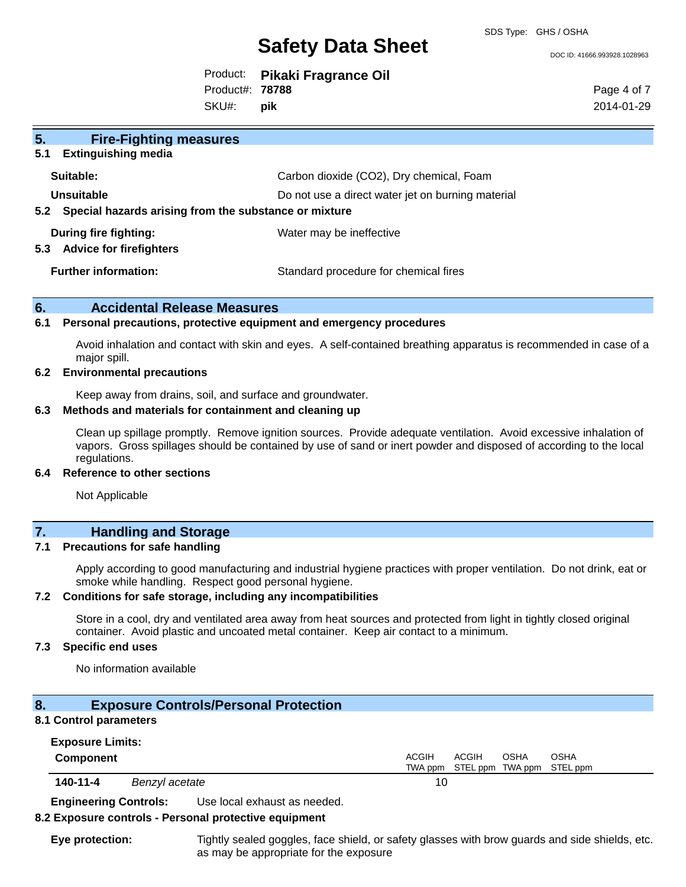## 5. Fire-Fighting measures

### 5.1 Extinguishing media

**Suitable:** Carbon dioxide ($CO_2$), Dry chemical, Foam

**Unsuitable** Do not use a direct water jet on burning material

### 5.2 Special hazards arising from the substance or mixture

**During fire fighting:** Water may be ineffective

### 5.3 Advice for firefighters

**Further information:** Standard procedure for chemical fires

## 6. Accidental Release Measures

### 6.1 Personal precautions, protective equipment and emergency procedures

Avoid inhalation and contact with skin and eyes. A self-contained breathing apparatus is recommended in case of a major spill.

### 6.2 Environmental precautions

Keep away from drains, soil, and surface and groundwater.

### 6.3 Methods and materials for containment and cleaning up

Clean up spillage promptly. Remove ignition sources. Provide adequate ventilation. Avoid excessive inhalation of vapors. Gross spillages should be contained by use of sand or inert powder and disposed of according to the local regulations.

### 6.4 Reference to other sections

Not Applicable

## 7. Handling and Storage

### 7.1 Precautions for safe handling

Apply according to good manufacturing and industrial hygiene practices with proper ventilation. Do not drink, eat or smoke while handling. Respect good personal hygiene.

### 7.2 Conditions for safe storage, including any incompatibilities

Store in a cool, dry and ventilated area away from heat sources and protected from light in tightly closed original container. Avoid plastic and uncoated metal container. Keep air contact to a minimum.

### 7.3 Specific end uses

No information available

## 8. Exposure Controls/Personal Protection

### 8.1 Control parameters

**Exposure Limits:**

| Component | | ACGIH TWA ppm | ACGIH STEL ppm | OSHA TWA ppm | OSHA STEL ppm |
|---|---|---|---|---|---|
| 140-11-4 | *Benzyl acetate* | 10 | | | |

**Engineering Controls:** Use local exhaust as needed.

### 8.2 Exposure controls - Personal protective equipment

**Eye protection:** Tightly sealed goggles, face shield, or safety glasses with brow guards and side shields, etc. as may be appropriate for the exposure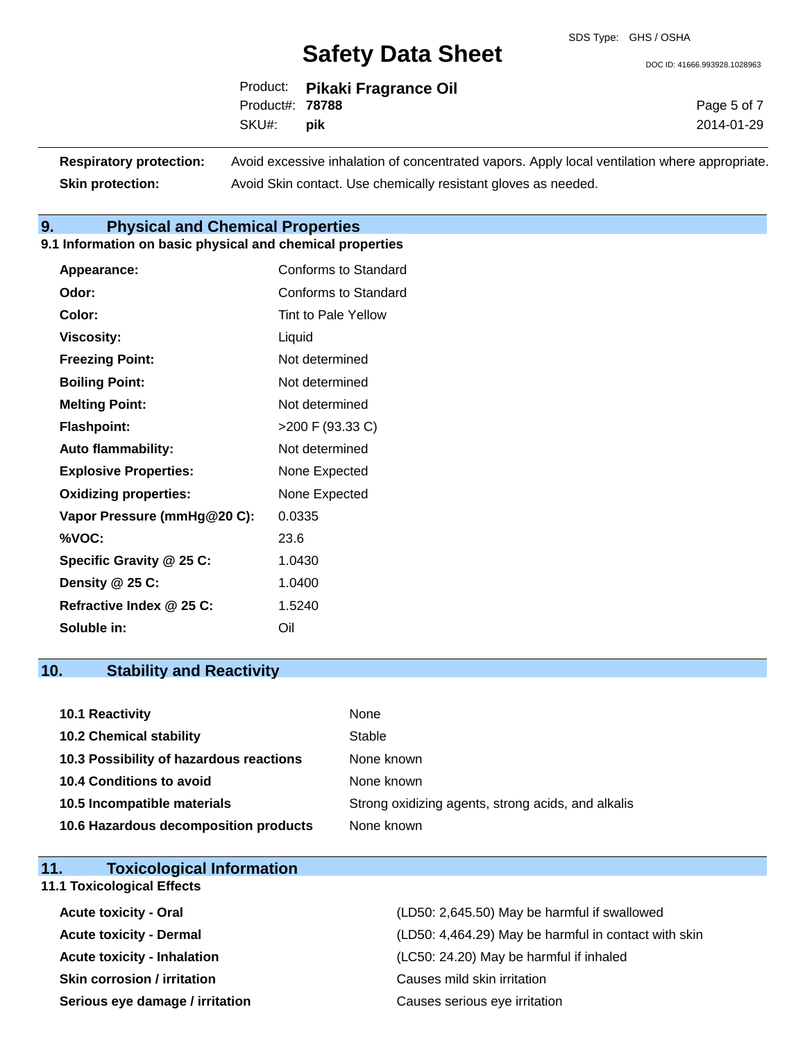| | |
|---|---|
| **Respiratory protection:** | Avoid excessive inhalation of concentrated vapors. Apply local ventilation where appropriate. |
| **Skin protection:** | Avoid Skin contact. Use chemically resistant gloves as needed. |

## 9. Physical and Chemical Properties

### 9.1 Information on basic physical and chemical properties

| | |
|---|---|
| **Appearance:** | Conforms to Standard |
| **Odor:** | Conforms to Standard |
| **Color:** | Tint to Pale Yellow |
| **Viscosity:** | Liquid |
| **Freezing Point:** | Not determined |
| **Boiling Point:** | Not determined |
| **Melting Point:** | Not determined |
| **Flashpoint:** | >200 F (93.33 C) |
| **Auto flammability:** | Not determined |
| **Explosive Properties:** | None Expected |
| **Oxidizing properties:** | None Expected |
| **Vapor Pressure (mmHg@20 C):** | 0.0335 |
| **%VOC:** | 23.6 |
| **Specific Gravity @ 25 C:** | 1.0430 |
| **Density @ 25 C:** | 1.0400 |
| **Refractive Index @ 25 C:** | 1.5240 |
| **Soluble in:** | Oil |

## 10. Stability and Reactivity

| | |
|---|---|
| **10.1 Reactivity** | None |
| **10.2 Chemical stability** | Stable |
| **10.3 Possibility of hazardous reactions** | None known |
| **10.4 Conditions to avoid** | None known |
| **10.5 Incompatible materials** | Strong oxidizing agents, strong acids, and alkalis |
| **10.6 Hazardous decomposition products** | None known |

## 11. Toxicological Information

### 11.1 Toxicological Effects

| | |
|---|---|
| **Acute toxicity - Oral** | (LD50: 2,645.50) May be harmful if swallowed |
| **Acute toxicity - Dermal** | (LD50: 4,464.29) May be harmful in contact with skin |
| **Acute toxicity - Inhalation** | (LC50: 24.20) May be harmful if inhaled |
| **Skin corrosion / irritation** | Causes mild skin irritation |
| **Serious eye damage / irritation** | Causes serious eye irritation |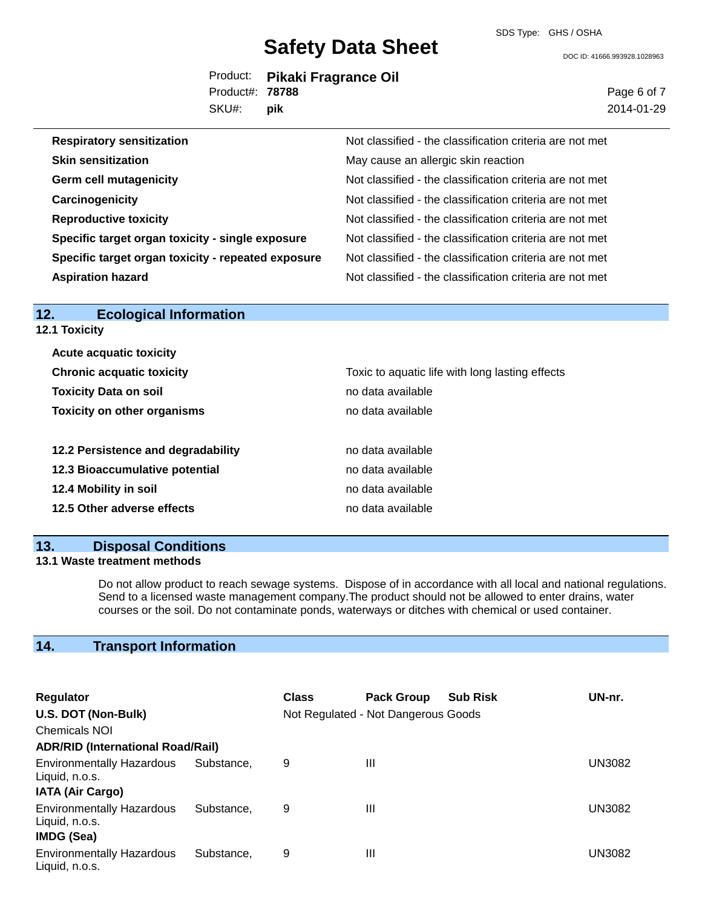| | |
|---|---|
| **Respiratory sensitization** | Not classified - the classification criteria are not met |
| **Skin sensitization** | May cause an allergic skin reaction |
| **Germ cell mutagenicity** | Not classified - the classification criteria are not met |
| **Carcinogenicity** | Not classified - the classification criteria are not met |
| **Reproductive toxicity** | Not classified - the classification criteria are not met |
| **Specific target organ toxicity - single exposure** | Not classified - the classification criteria are not met |
| **Specific target organ toxicity - repeated exposure** | Not classified - the classification criteria are not met |
| **Aspiration hazard** | Not classified - the classification criteria are not met |

## 12. Ecological Information

### 12.1 Toxicity

| | |
|---|---|
| **Acute acquatic toxicity** | |
| **Chronic acquatic toxicity** | Toxic to aquatic life with long lasting effects |
| **Toxicity Data on soil** | no data available |
| **Toxicity on other organisms** | no data available |

| | |
|---|---|
| **12.2 Persistence and degradability** | no data available |
| **12.3 Bioaccumulative potential** | no data available |
| **12.4 Mobility in soil** | no data available |
| **12.5 Other adverse effects** | no data available |

## 13. Disposal Conditions

### 13.1 Waste treatment methods

Do not allow product to reach sewage systems. Dispose of in accordance with all local and national regulations. Send to a licensed waste management company.The product should not be allowed to enter drains, water courses or the soil. Do not contaminate ponds, waterways or ditches with chemical or used container.

## 14. Transport Information

| Regulator | Class | Pack Group | Sub Risk | UN-nr. |
|---|---|---|---|---|
| **U.S. DOT (Non-Bulk)** | Not Regulated - Not Dangerous Goods | | | |
| Chemicals NOI | | | | |
| **ADR/RID (International Road/Rail)** | | | | |
| Environmentally Hazardous Substance, Liquid, n.o.s. | 9 | III | | UN3082 |
| **IATA (Air Cargo)** | | | | |
| Environmentally Hazardous Substance, Liquid, n.o.s. | 9 | III | | UN3082 |
| **IMDG (Sea)** | | | | |
| Environmentally Hazardous Substance, Liquid, n.o.s. | 9 | III | | UN3082 |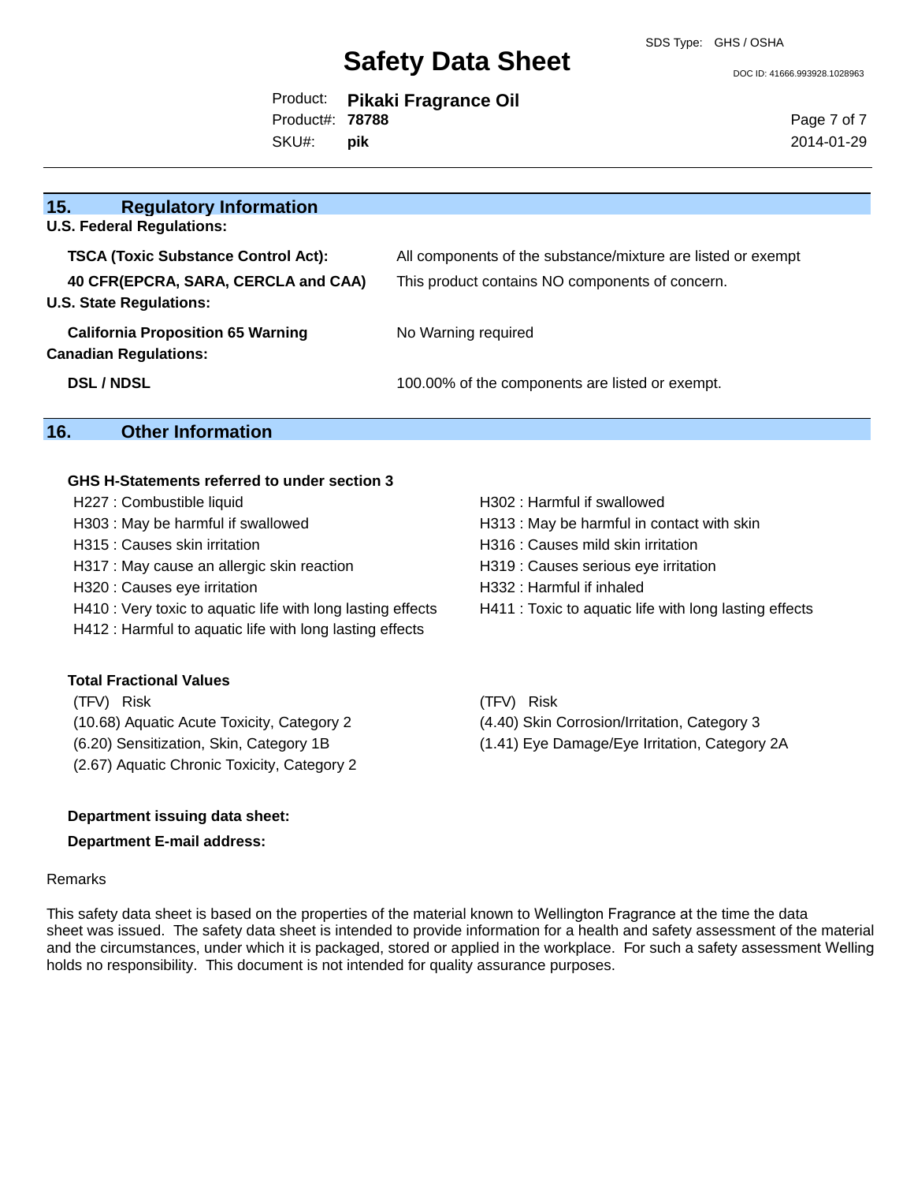## 15. Regulatory Information

**U.S. Federal Regulations:**

| | |
|---|---|
| **TSCA (Toxic Substance Control Act):** | All components of the substance/mixture are listed or exempt |
| **40 CFR(EPCRA, SARA, CERCLA and CAA)** | This product contains NO components of concern. |

**U.S. State Regulations:**

| | |
|---|---|
| **California Proposition 65 Warning** | No Warning required |

**Canadian Regulations:**

| | |
|---|---|
| **DSL / NDSL** | 100.00% of the components are listed or exempt. |

## 16. Other Information

**GHS H-Statements referred to under section 3**

H227 : Combustible liquid
H302 : Harmful if swallowed
H303 : May be harmful if swallowed
H313 : May be harmful in contact with skin
H315 : Causes skin irritation
H316 : Causes mild skin irritation
H317 : May cause an allergic skin reaction
H319 : Causes serious eye irritation
H320 : Causes eye irritation
H332 : Harmful if inhaled
H410 : Very toxic to aquatic life with long lasting effects
H411 : Toxic to aquatic life with long lasting effects
H412 : Harmful to aquatic life with long lasting effects

**Total Fractional Values**

| (TFV) | Risk | (TFV) | Risk |
|---|---|---|---|
| (10.68) | Aquatic Acute Toxicity, Category 2 | (4.40) | Skin Corrosion/Irritation, Category 3 |
| (6.20) | Sensitization, Skin, Category 1B | (1.41) | Eye Damage/Eye Irritation, Category 2A |
| (2.67) | Aquatic Chronic Toxicity, Category 2 | | |

**Department issuing data sheet:**

**Department E-mail address:**

Remarks

This safety data sheet is based on the properties of the material known to Wellington Fragrance at the time the data sheet was issued. The safety data sheet is intended to provide information for a health and safety assessment of the material and the circumstances, under which it is packaged, stored or applied in the workplace. For such a safety assessment Welling holds no responsibility. This document is not intended for quality assurance purposes.